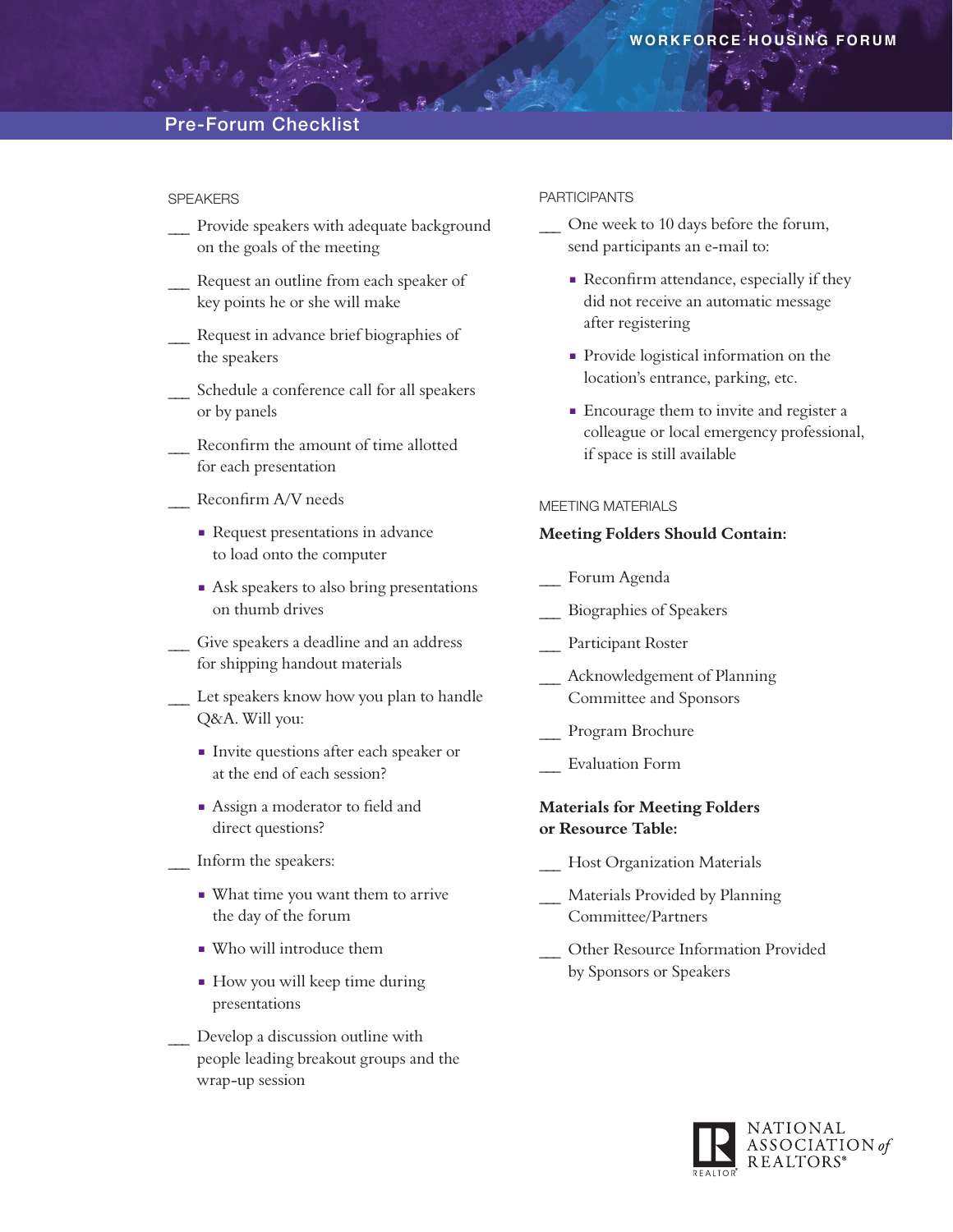# Pre-Forum Checklist

## SPEAKERS

___ Provide speakers with adequate background on the goals of the meeting

___ Request an outline from each speaker of key points he or she will make

___ Request in advance brief biographies of the speakers

___ Schedule a conference call for all speakers or by panels

___ Reconfirm the amount of time allotted for each presentation

___ Reconfirm A/V needs

- Request presentations in advance to load onto the computer
- Ask speakers to also bring presentations on thumb drives

___ Give speakers a deadline and an address for shipping handout materials

___ Let speakers know how you plan to handle Q&A. Will you:

- Invite questions after each speaker or at the end of each session?
- Assign a moderator to field and direct questions?

___ Inform the speakers:

- What time you want them to arrive the day of the forum
- Who will introduce them
- How you will keep time during presentations

___ Develop a discussion outline with people leading breakout groups and the wrap-up session

## PARTICIPANTS

___ One week to 10 days before the forum, send participants an e-mail to:

- Reconfirm attendance, especially if they did not receive an automatic message after registering
- Provide logistical information on the location's entrance, parking, etc.
- Encourage them to invite and register a colleague or local emergency professional, if space is still available

## MEETING MATERIALS

**Meeting Folders Should Contain:**

___ Forum Agenda

___ Biographies of Speakers

___ Participant Roster

___ Acknowledgement of Planning Committee and Sponsors

___ Program Brochure

___ Evaluation Form

**Materials for Meeting Folders or Resource Table:**

___ Host Organization Materials

___ Materials Provided by Planning Committee/Partners

___ Other Resource Information Provided by Sponsors or Speakers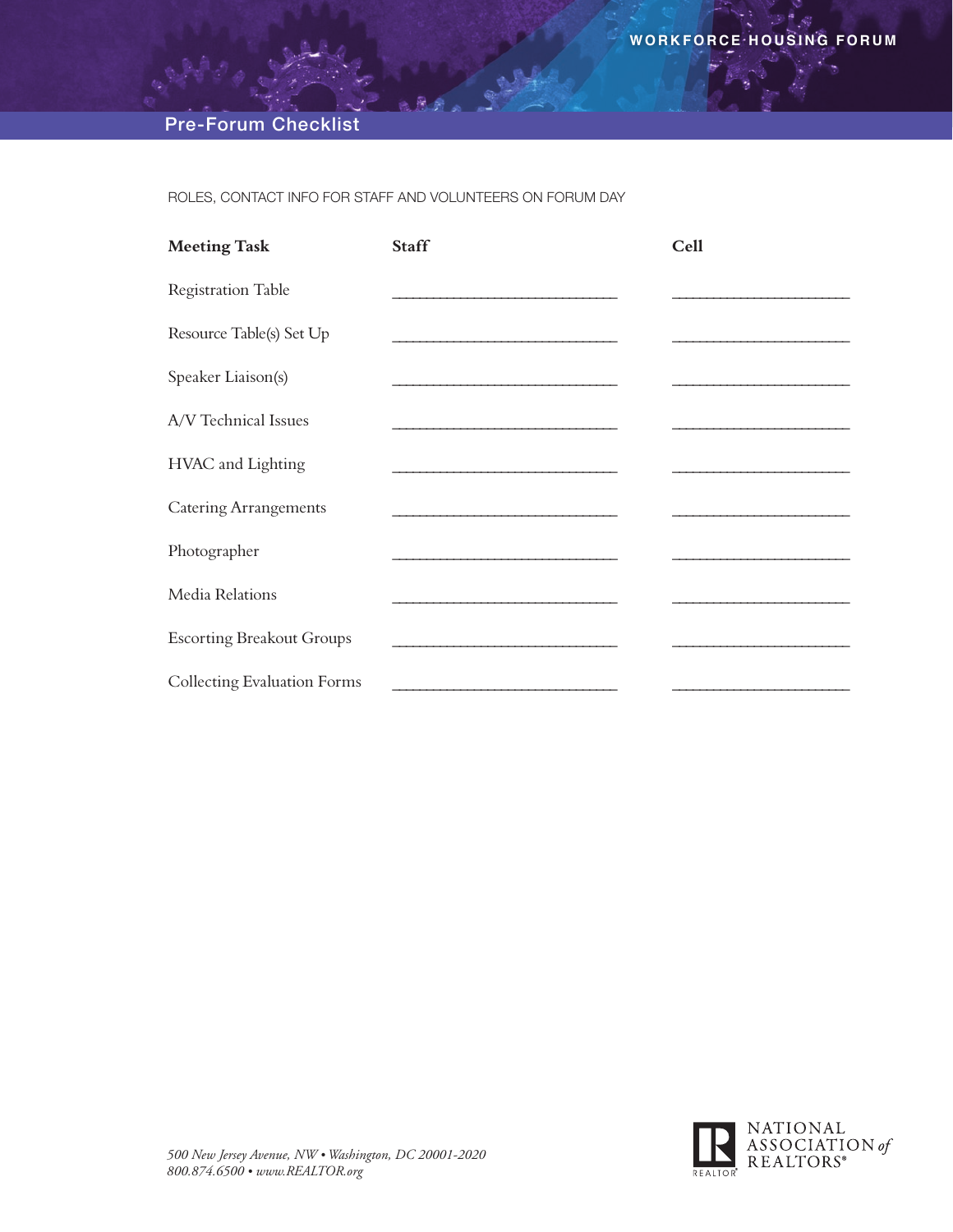WORKFORCE HOUSING FORUM

## Pre-Forum Checklist

ROLES, CONTACT INFO FOR STAFF AND VOLUNTEERS ON FORUM DAY

| Meeting Task | Staff | Cell |
|---|---|---|
| Registration Table | ____________________________ | ______________________ |
| Resource Table(s) Set Up | ____________________________ | ______________________ |
| Speaker Liaison(s) | ____________________________ | ______________________ |
| A/V Technical Issues | ____________________________ | ______________________ |
| HVAC and Lighting | ____________________________ | ______________________ |
| Catering Arrangements | ____________________________ | ______________________ |
| Photographer | ____________________________ | ______________________ |
| Media Relations | ____________________________ | ______________________ |
| Escorting Breakout Groups | ____________________________ | ______________________ |
| Collecting Evaluation Forms | ____________________________ | ______________________ |

*500 New Jersey Avenue, NW • Washington, DC 20001-2020*
*800.874.6500 • www.REALTOR.org*

NATIONAL ASSOCIATION *of* REALTORS®